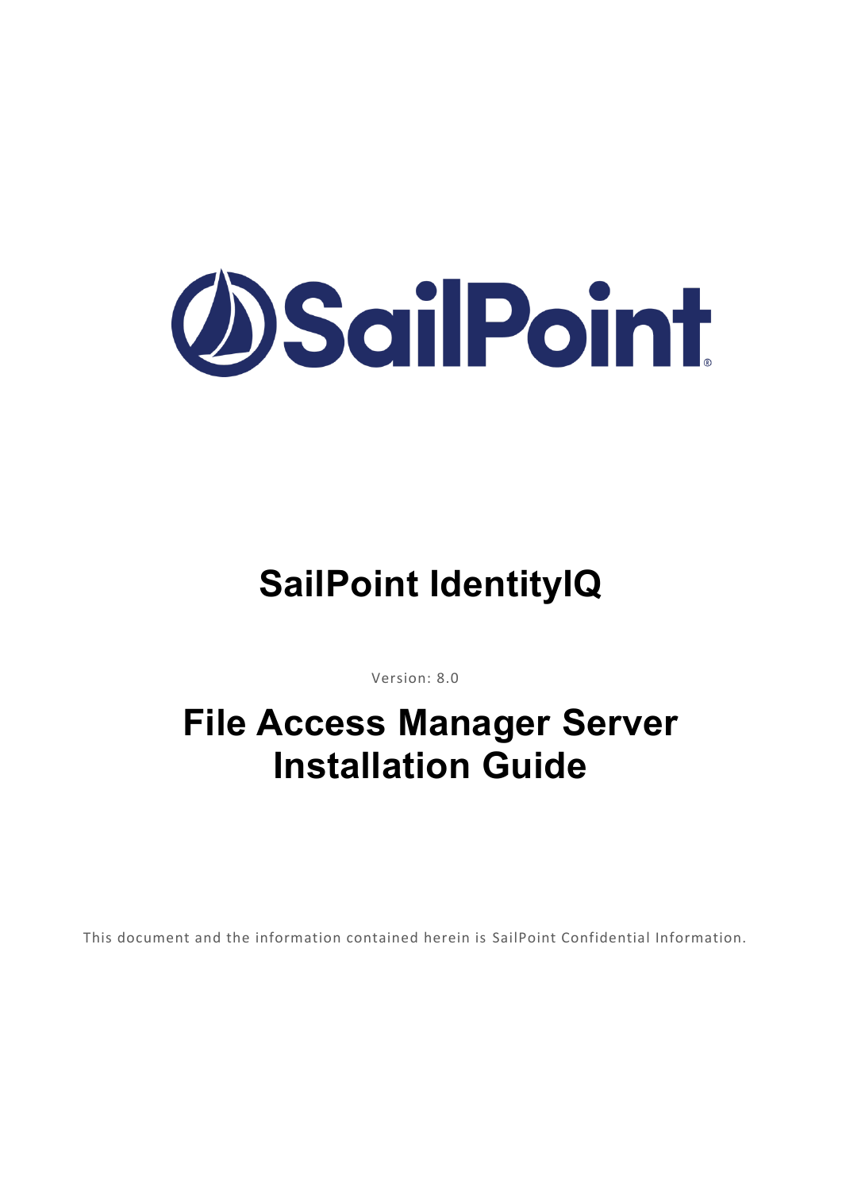# SailPoint IdentityIQ

Version: 8.0

# File Access Manager Server Installation Guide

This document and the information contained herein is SailPoint Confidential Information.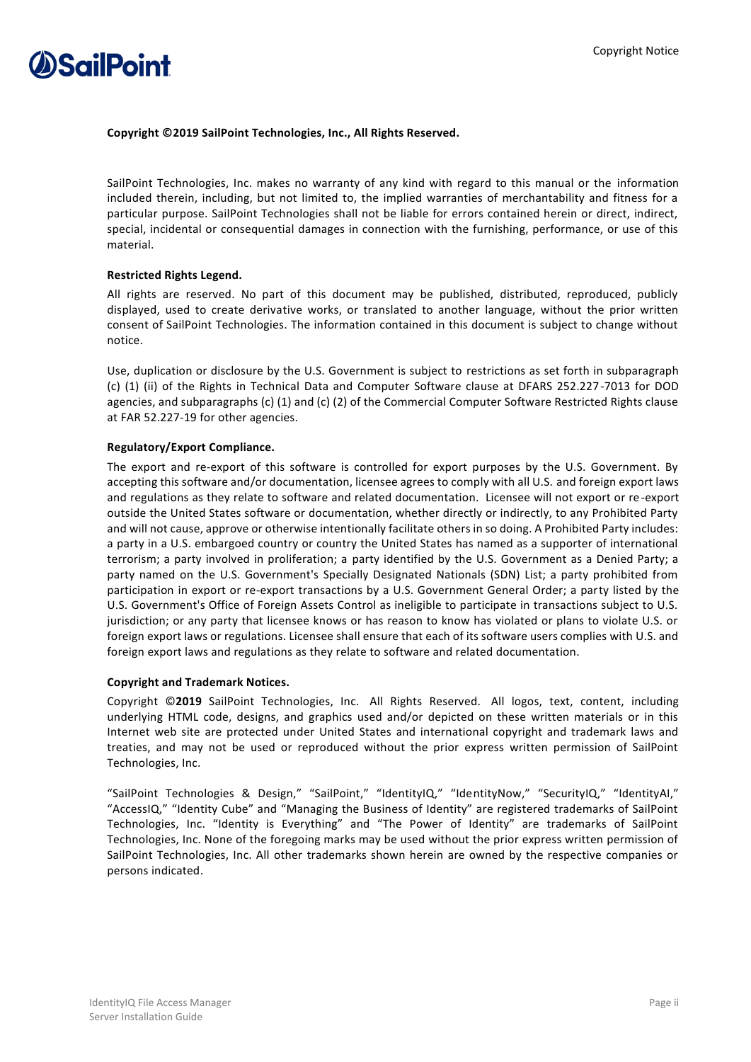**Copyright ©2019 SailPoint Technologies, Inc., All Rights Reserved.**

SailPoint Technologies, Inc. makes no warranty of any kind with regard to this manual or the information included therein, including, but not limited to, the implied warranties of merchantability and fitness for a particular purpose. SailPoint Technologies shall not be liable for errors contained herein or direct, indirect, special, incidental or consequential damages in connection with the furnishing, performance, or use of this material.

**Restricted Rights Legend.**

All rights are reserved. No part of this document may be published, distributed, reproduced, publicly displayed, used to create derivative works, or translated to another language, without the prior written consent of SailPoint Technologies. The information contained in this document is subject to change without notice.

Use, duplication or disclosure by the U.S. Government is subject to restrictions as set forth in subparagraph (c) (1) (ii) of the Rights in Technical Data and Computer Software clause at DFARS 252.227-7013 for DOD agencies, and subparagraphs (c) (1) and (c) (2) of the Commercial Computer Software Restricted Rights clause at FAR 52.227-19 for other agencies.

**Regulatory/Export Compliance.**

The export and re-export of this software is controlled for export purposes by the U.S. Government. By accepting this software and/or documentation, licensee agrees to comply with all U.S. and foreign export laws and regulations as they relate to software and related documentation. Licensee will not export or re-export outside the United States software or documentation, whether directly or indirectly, to any Prohibited Party and will not cause, approve or otherwise intentionally facilitate others in so doing. A Prohibited Party includes: a party in a U.S. embargoed country or country the United States has named as a supporter of international terrorism; a party involved in proliferation; a party identified by the U.S. Government as a Denied Party; a party named on the U.S. Government's Specially Designated Nationals (SDN) List; a party prohibited from participation in export or re-export transactions by a U.S. Government General Order; a party listed by the U.S. Government's Office of Foreign Assets Control as ineligible to participate in transactions subject to U.S. jurisdiction; or any party that licensee knows or has reason to know has violated or plans to violate U.S. or foreign export laws or regulations. Licensee shall ensure that each of its software users complies with U.S. and foreign export laws and regulations as they relate to software and related documentation.

**Copyright and Trademark Notices.**

Copyright ©**2019** SailPoint Technologies, Inc. All Rights Reserved. All logos, text, content, including underlying HTML code, designs, and graphics used and/or depicted on these written materials or in this Internet web site are protected under United States and international copyright and trademark laws and treaties, and may not be used or reproduced without the prior express written permission of SailPoint Technologies, Inc.

"SailPoint Technologies & Design," "SailPoint," "IdentityIQ," "IdentityNow," "SecurityIQ," "IdentityAI," "AccessIQ," "Identity Cube" and "Managing the Business of Identity" are registered trademarks of SailPoint Technologies, Inc. "Identity is Everything" and "The Power of Identity" are trademarks of SailPoint Technologies, Inc. None of the foregoing marks may be used without the prior express written permission of SailPoint Technologies, Inc. All other trademarks shown herein are owned by the respective companies or persons indicated.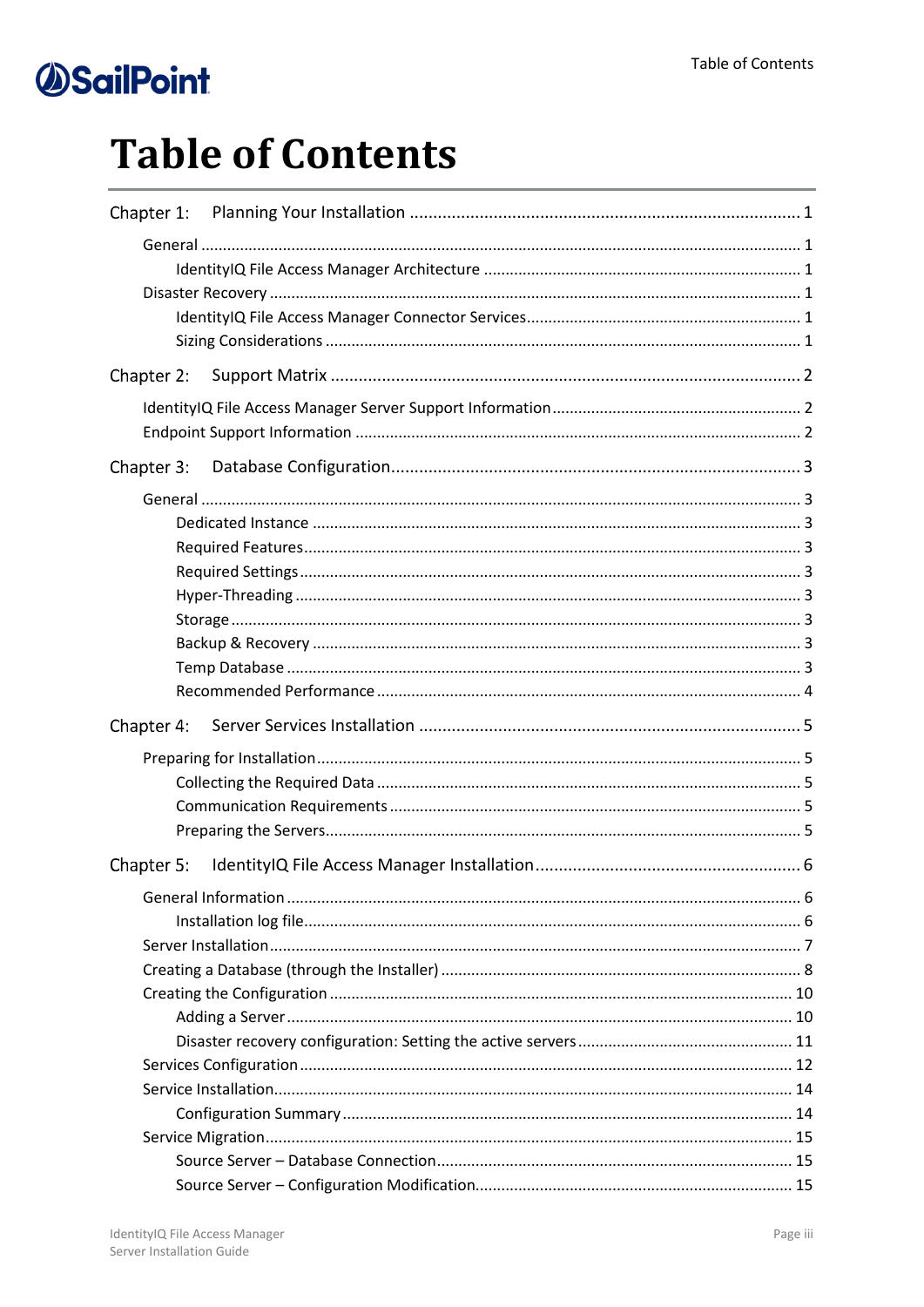# Table of Contents

Chapter 1: Planning Your Installation ..... 1

- General ..... 1
  - IdentityIQ File Access Manager Architecture ..... 1
- Disaster Recovery ..... 1
  - IdentityIQ File Access Manager Connector Services ..... 1
  - Sizing Considerations ..... 1

Chapter 2: Support Matrix ..... 2

- IdentityIQ File Access Manager Server Support Information ..... 2
- Endpoint Support Information ..... 2

Chapter 3: Database Configuration ..... 3

- General ..... 3
  - Dedicated Instance ..... 3
  - Required Features ..... 3
  - Required Settings ..... 3
  - Hyper-Threading ..... 3
  - Storage ..... 3
  - Backup & Recovery ..... 3
  - Temp Database ..... 3
  - Recommended Performance ..... 4

Chapter 4: Server Services Installation ..... 5

- Preparing for Installation ..... 5
  - Collecting the Required Data ..... 5
  - Communication Requirements ..... 5
  - Preparing the Servers ..... 5

Chapter 5: IdentityIQ File Access Manager Installation ..... 6

- General Information ..... 6
  - Installation log file ..... 6
- Server Installation ..... 7
- Creating a Database (through the Installer) ..... 8
- Creating the Configuration ..... 10
  - Adding a Server ..... 10
  - Disaster recovery configuration: Setting the active servers ..... 11
- Services Configuration ..... 12
- Service Installation ..... 14
  - Configuration Summary ..... 14
- Service Migration ..... 15
  - Source Server – Database Connection ..... 15
  - Source Server – Configuration Modification ..... 15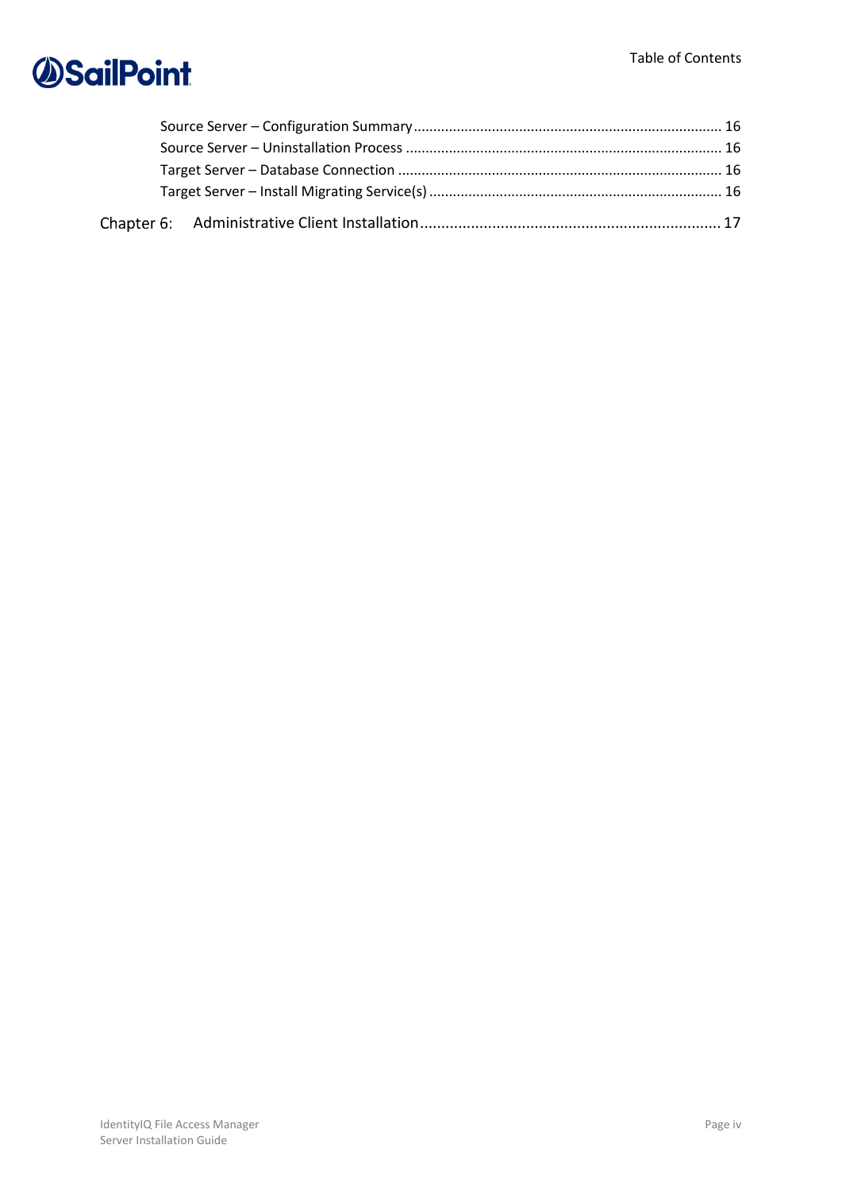Source Server – Configuration Summary .............................................................................. 16
Source Server – Uninstallation Process ................................................................................ 16
Target Server – Database Connection .................................................................................. 16
Target Server – Install Migrating Service(s) .......................................................................... 16

Chapter 6: Administrative Client Installation ...................................................................... 17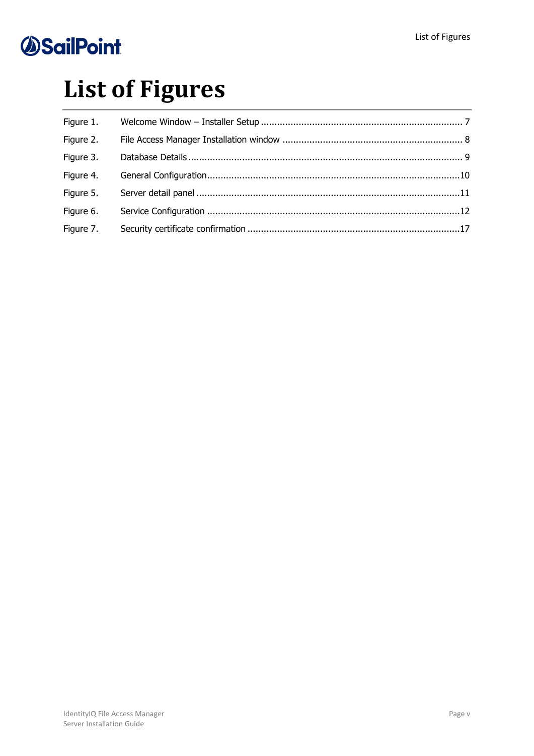# List of Figures

Figure 1. Welcome Window – Installer Setup .......... 7
Figure 2. File Access Manager Installation window .......... 8
Figure 3. Database Details .......... 9
Figure 4. General Configuration .......... 10
Figure 5. Server detail panel .......... 11
Figure 6. Service Configuration .......... 12
Figure 7. Security certificate confirmation .......... 17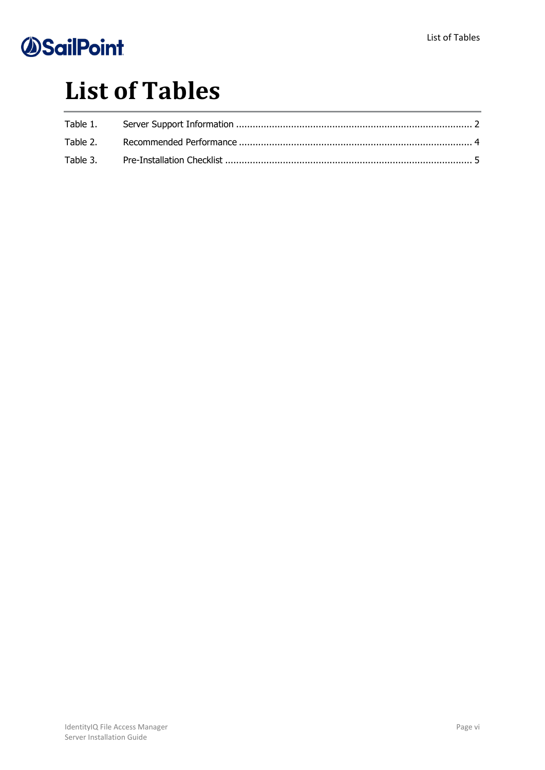# List of Tables

Table 1. Server Support Information ........................................................................................ 2

Table 2. Recommended Performance ...................................................................................... 4

Table 3. Pre-Installation Checklist ........................................................................................... 5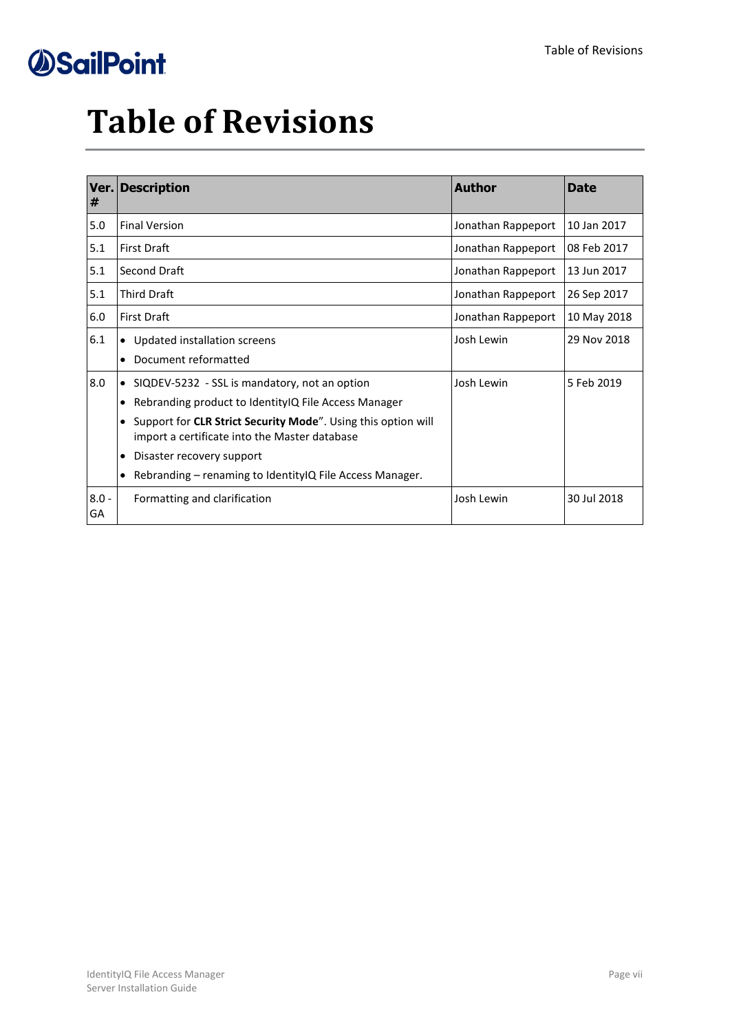# Table of Revisions

| Ver. # | Description | Author | Date |
|---|---|---|---|
| 5.0 | Final Version | Jonathan Rappeport | 10 Jan 2017 |
| 5.1 | First Draft | Jonathan Rappeport | 08 Feb 2017 |
| 5.1 | Second Draft | Jonathan Rappeport | 13 Jun 2017 |
| 5.1 | Third Draft | Jonathan Rappeport | 26 Sep 2017 |
| 6.0 | First Draft | Jonathan Rappeport | 10 May 2018 |
| 6.1 | • Updated installation screens<br>• Document reformatted | Josh Lewin | 29 Nov 2018 |
| 8.0 | • SIQDEV-5232 - SSL is mandatory, not an option<br>• Rebranding product to IdentityIQ File Access Manager<br>• Support for **CLR Strict Security Mode**". Using this option will import a certificate into the Master database<br>• Disaster recovery support<br>• Rebranding – renaming to IdentityIQ File Access Manager. | Josh Lewin | 5 Feb 2019 |
| 8.0 - GA | Formatting and clarification | Josh Lewin | 30 Jul 2018 |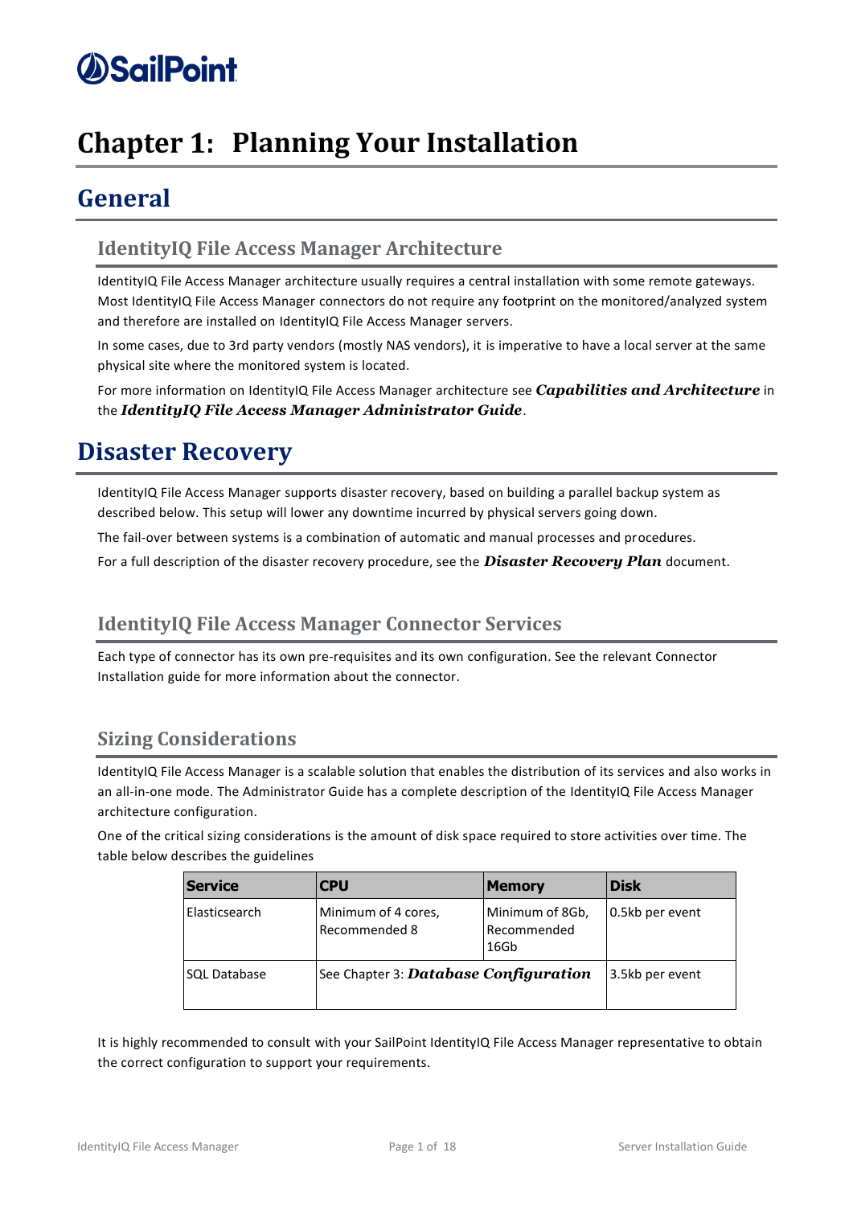# Chapter 1: Planning Your Installation

## General

### IdentityIQ File Access Manager Architecture

IdentityIQ File Access Manager architecture usually requires a central installation with some remote gateways. Most IdentityIQ File Access Manager connectors do not require any footprint on the monitored/analyzed system and therefore are installed on IdentityIQ File Access Manager servers.

In some cases, due to 3rd party vendors (mostly NAS vendors), it is imperative to have a local server at the same physical site where the monitored system is located.

For more information on IdentityIQ File Access Manager architecture see ***Capabilities and Architecture*** in the ***IdentityIQ File Access Manager Administrator Guide***.

## Disaster Recovery

IdentityIQ File Access Manager supports disaster recovery, based on building a parallel backup system as described below. This setup will lower any downtime incurred by physical servers going down.

The fail-over between systems is a combination of automatic and manual processes and procedures.

For a full description of the disaster recovery procedure, see the ***Disaster Recovery Plan*** document.

### IdentityIQ File Access Manager Connector Services

Each type of connector has its own pre-requisites and its own configuration. See the relevant Connector Installation guide for more information about the connector.

### Sizing Considerations

IdentityIQ File Access Manager is a scalable solution that enables the distribution of its services and also works in an all-in-one mode. The Administrator Guide has a complete description of the IdentityIQ File Access Manager architecture configuration.

One of the critical sizing considerations is the amount of disk space required to store activities over time. The table below describes the guidelines

| Service | CPU | Memory | Disk |
|---|---|---|---|
| Elasticsearch | Minimum of 4 cores, Recommended 8 | Minimum of 8Gb, Recommended 16Gb | 0.5kb per event |
| SQL Database | See Chapter 3: ***Database Configuration*** | | 3.5kb per event |

It is highly recommended to consult with your SailPoint IdentityIQ File Access Manager representative to obtain the correct configuration to support your requirements.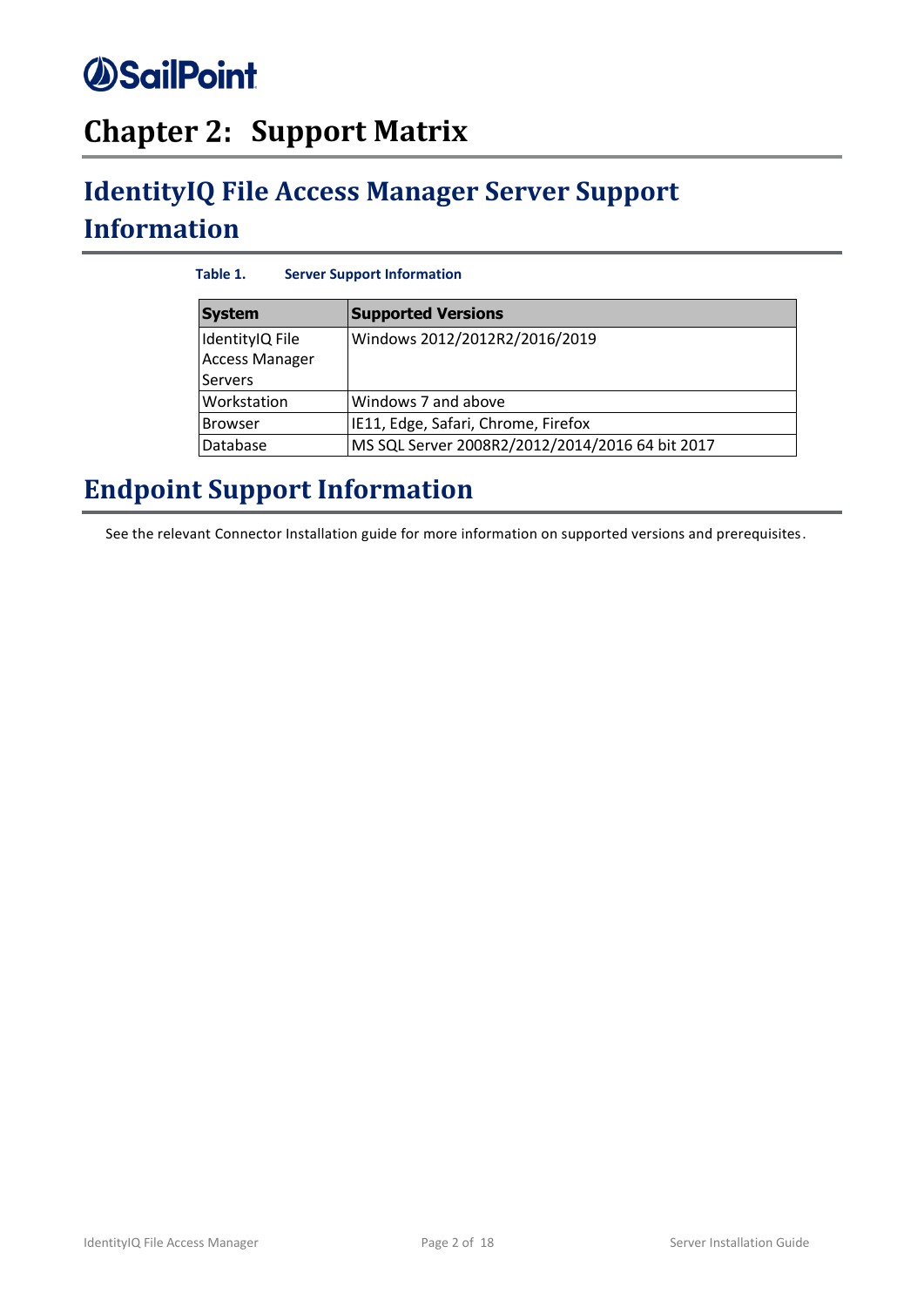# Chapter 2: Support Matrix

## IdentityIQ File Access Manager Server Support Information

**Table 1. Server Support Information**

| System | Supported Versions |
|---|---|
| IdentityIQ File Access Manager Servers | Windows 2012/2012R2/2016/2019 |
| Workstation | Windows 7 and above |
| Browser | IE11, Edge, Safari, Chrome, Firefox |
| Database | MS SQL Server 2008R2/2012/2014/2016 64 bit 2017 |

## Endpoint Support Information

See the relevant Connector Installation guide for more information on supported versions and prerequisites.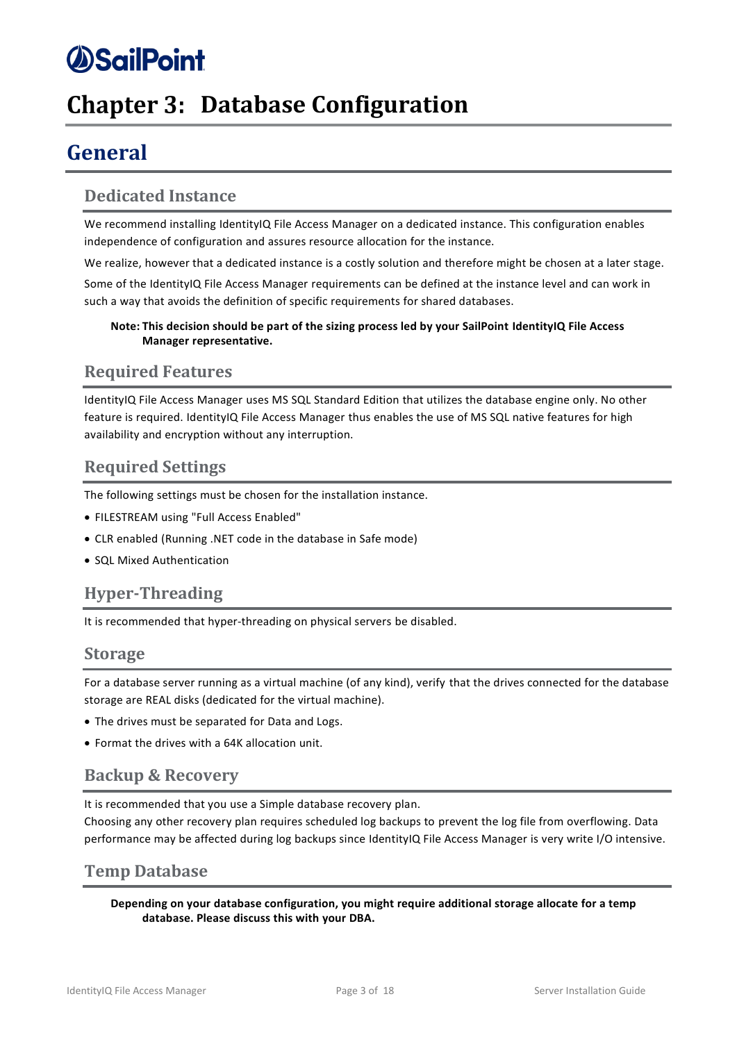# Chapter 3: Database Configuration

## General

### Dedicated Instance

We recommend installing IdentityIQ File Access Manager on a dedicated instance. This configuration enables independence of configuration and assures resource allocation for the instance.

We realize, however that a dedicated instance is a costly solution and therefore might be chosen at a later stage.

Some of the IdentityIQ File Access Manager requirements can be defined at the instance level and can work in such a way that avoids the definition of specific requirements for shared databases.

> **Note: This decision should be part of the sizing process led by your SailPoint IdentityIQ File Access Manager representative.**

### Required Features

IdentityIQ File Access Manager uses MS SQL Standard Edition that utilizes the database engine only. No other feature is required. IdentityIQ File Access Manager thus enables the use of MS SQL native features for high availability and encryption without any interruption.

### Required Settings

The following settings must be chosen for the installation instance.

- FILESTREAM using "Full Access Enabled"
- CLR enabled (Running .NET code in the database in Safe mode)
- SQL Mixed Authentication

### Hyper-Threading

It is recommended that hyper-threading on physical servers be disabled.

### Storage

For a database server running as a virtual machine (of any kind), verify that the drives connected for the database storage are REAL disks (dedicated for the virtual machine).

- The drives must be separated for Data and Logs.
- Format the drives with a 64K allocation unit.

### Backup & Recovery

It is recommended that you use a Simple database recovery plan.

Choosing any other recovery plan requires scheduled log backups to prevent the log file from overflowing. Data performance may be affected during log backups since IdentityIQ File Access Manager is very write I/O intensive.

### Temp Database

> **Depending on your database configuration, you might require additional storage allocate for a temp database. Please discuss this with your DBA.**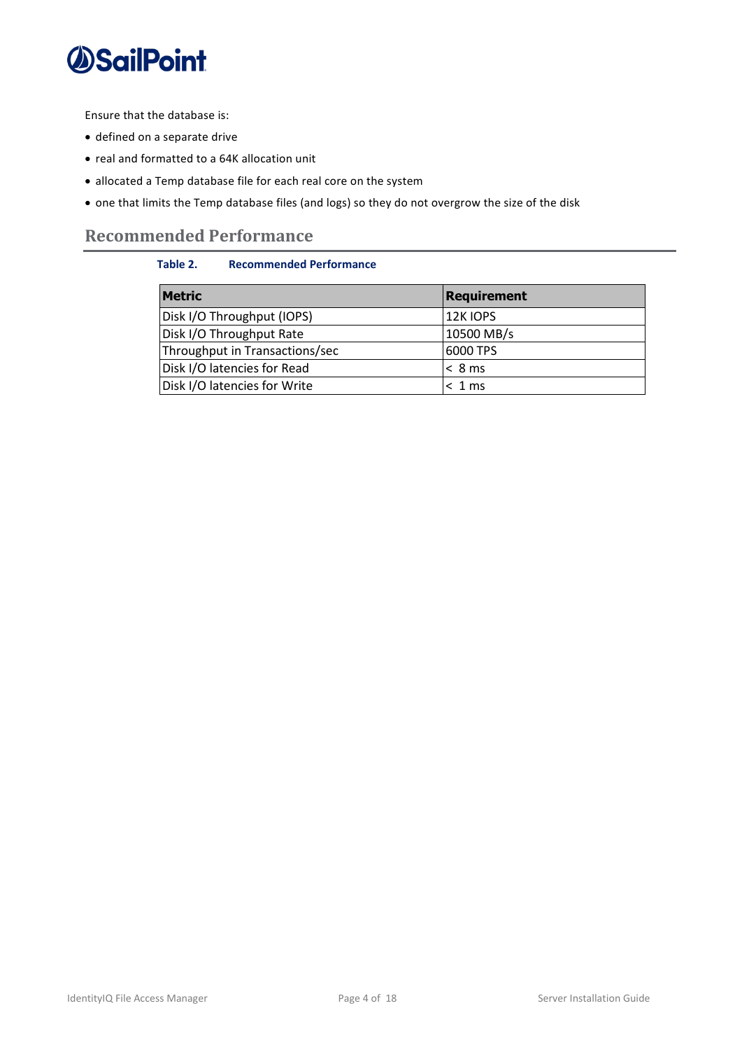Ensure that the database is:

- defined on a separate drive
- real and formatted to a 64K allocation unit
- allocated a Temp database file for each real core on the system
- one that limits the Temp database files (and logs) so they do not overgrow the size of the disk

## Recommended Performance

**Table 2. Recommended Performance**

| Metric | Requirement |
|---|---|
| Disk I/O Throughput (IOPS) | 12K IOPS |
| Disk I/O Throughput Rate | 10500 MB/s |
| Throughput in Transactions/sec | 6000 TPS |
| Disk I/O latencies for Read | < 8 ms |
| Disk I/O latencies for Write | < 1 ms |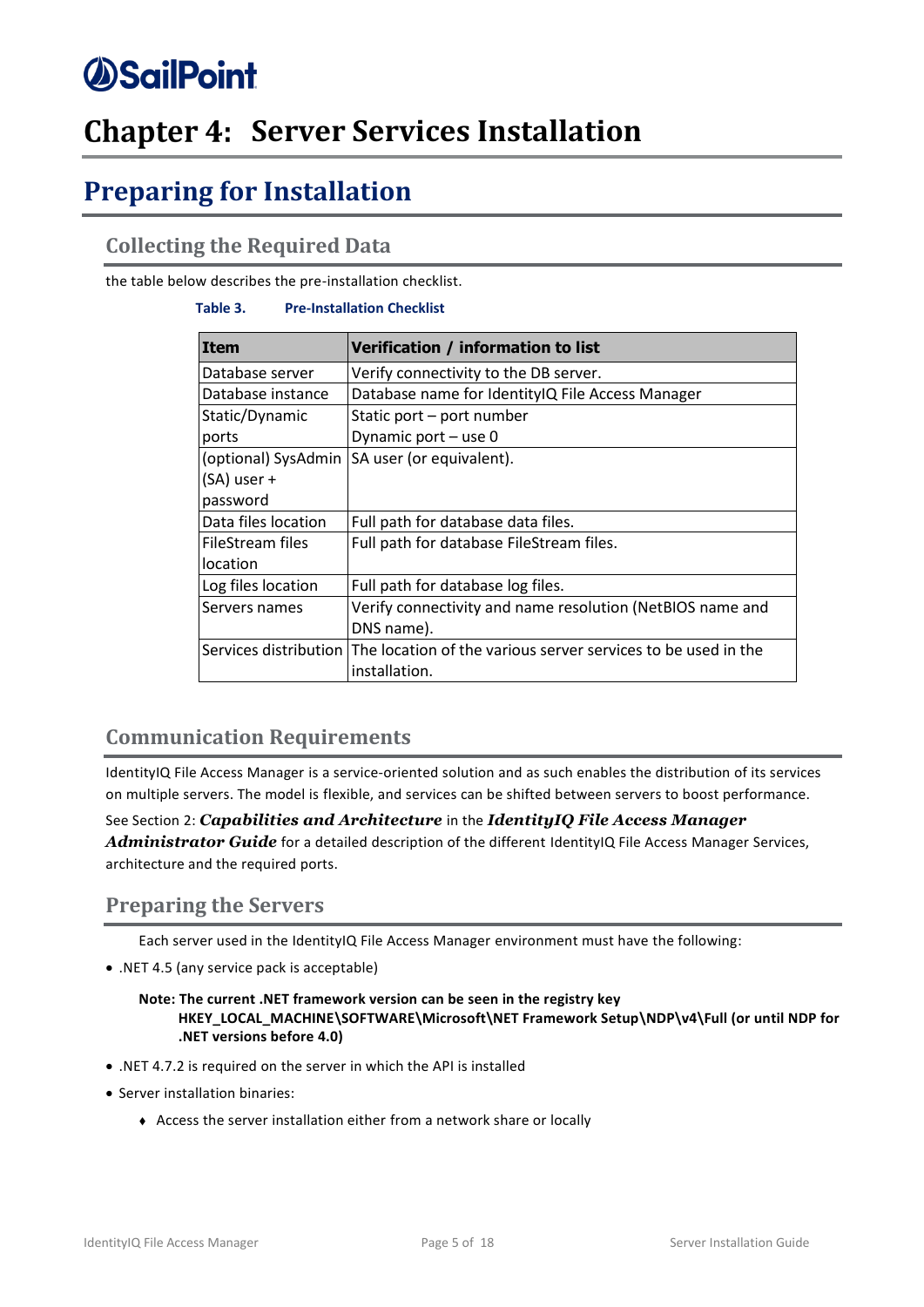# Chapter 4: Server Services Installation

## Preparing for Installation

### Collecting the Required Data

the table below describes the pre-installation checklist.

**Table 3. Pre-Installation Checklist**

| Item | Verification / information to list |
|---|---|
| Database server | Verify connectivity to the DB server. |
| Database instance | Database name for IdentityIQ File Access Manager |
| Static/Dynamic ports | Static port – port number<br>Dynamic port – use 0 |
| (optional) SysAdmin (SA) user + password | SA user (or equivalent). |
| Data files location | Full path for database data files. |
| FileStream files location | Full path for database FileStream files. |
| Log files location | Full path for database log files. |
| Servers names | Verify connectivity and name resolution (NetBIOS name and DNS name). |
| Services distribution | The location of the various server services to be used in the installation. |

### Communication Requirements

IdentityIQ File Access Manager is a service-oriented solution and as such enables the distribution of its services on multiple servers. The model is flexible, and services can be shifted between servers to boost performance.

See Section 2: ***Capabilities and Architecture*** in the ***IdentityIQ File Access Manager Administrator Guide*** for a detailed description of the different IdentityIQ File Access Manager Services, architecture and the required ports.

### Preparing the Servers

Each server used in the IdentityIQ File Access Manager environment must have the following:

- .NET 4.5 (any service pack is acceptable)

  **Note: The current .NET framework version can be seen in the registry key HKEY_LOCAL_MACHINE\SOFTWARE\Microsoft\NET Framework Setup\NDP\v4\Full (or until NDP for .NET versions before 4.0)**

- .NET 4.7.2 is required on the server in which the API is installed
- Server installation binaries:
  - Access the server installation either from a network share or locally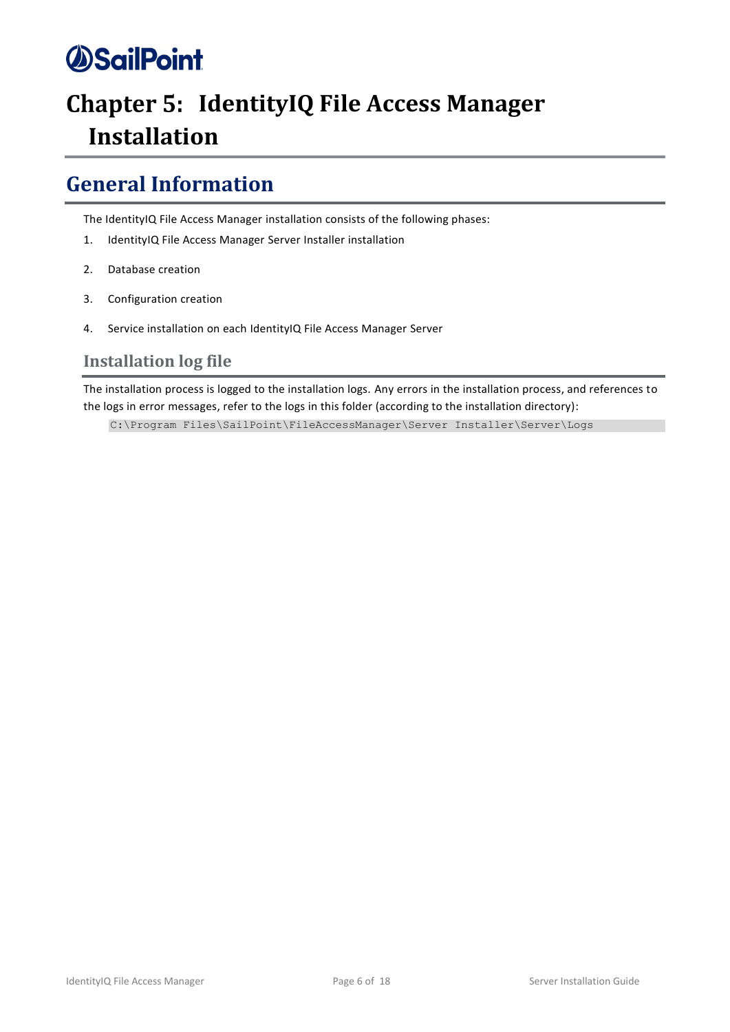# Chapter 5: IdentityIQ File Access Manager Installation

## General Information

The IdentityIQ File Access Manager installation consists of the following phases:

1. IdentityIQ File Access Manager Server Installer installation
2. Database creation
3. Configuration creation
4. Service installation on each IdentityIQ File Access Manager Server

### Installation log file

The installation process is logged to the installation logs. Any errors in the installation process, and references to the logs in error messages, refer to the logs in this folder (according to the installation directory):

```
C:\Program Files\SailPoint\FileAccessManager\Server Installer\Server\Logs
```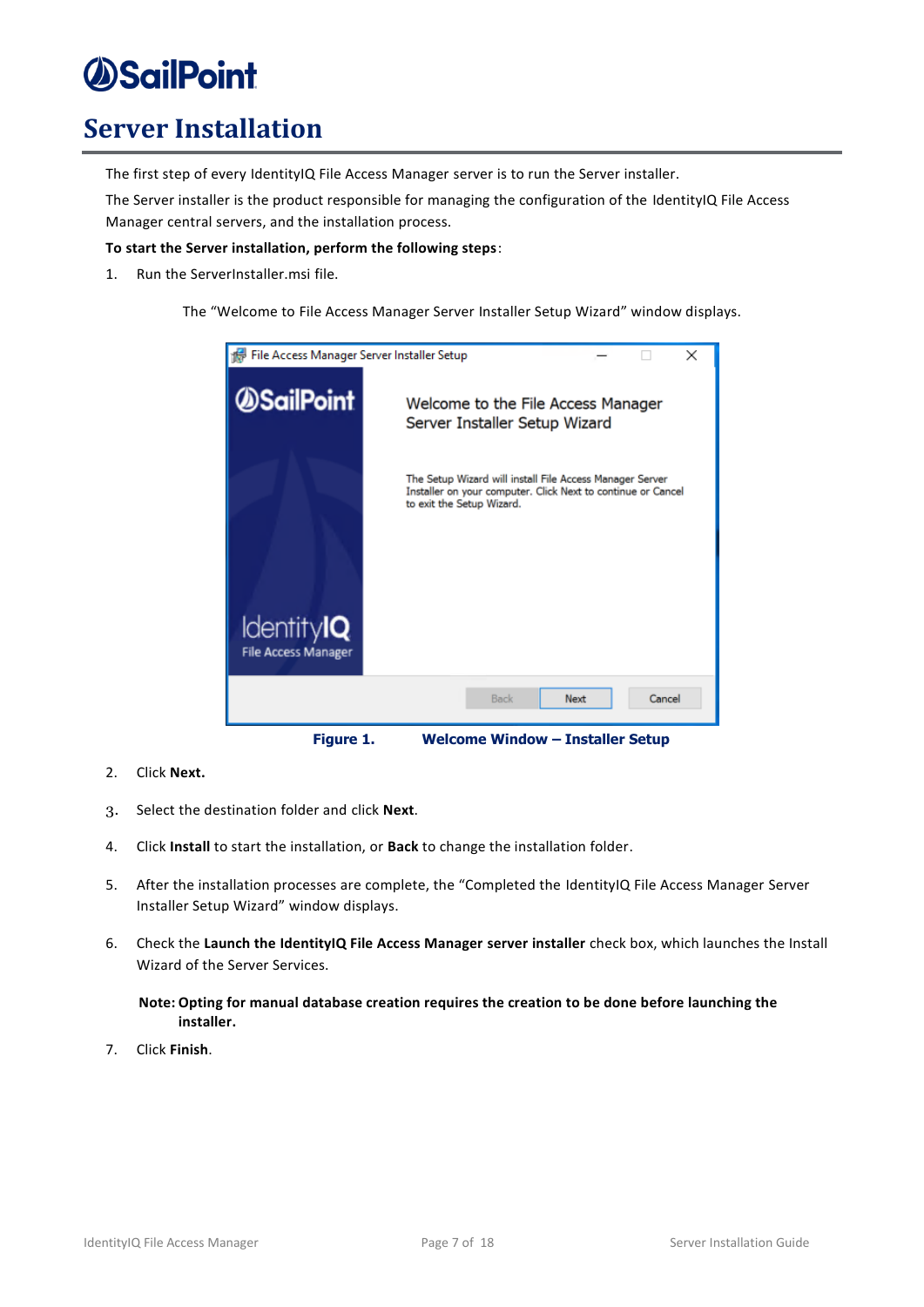# Server Installation

The first step of every IdentityIQ File Access Manager server is to run the Server installer.

The Server installer is the product responsible for managing the configuration of the IdentityIQ File Access Manager central servers, and the installation process.

**To start the Server installation, perform the following steps**:

1. Run the ServerInstaller.msi file.

   The "Welcome to File Access Manager Server Installer Setup Wizard" window displays.

   **Figure 1. Welcome Window – Installer Setup**

2. Click **Next.**
3. Select the destination folder and click **Next**.
4. Click **Install** to start the installation, or **Back** to change the installation folder.
5. After the installation processes are complete, the "Completed the IdentityIQ File Access Manager Server Installer Setup Wizard" window displays.
6. Check the **Launch the IdentityIQ File Access Manager server installer** check box, which launches the Install Wizard of the Server Services.

   **Note: Opting for manual database creation requires the creation to be done before launching the installer.**

7. Click **Finish**.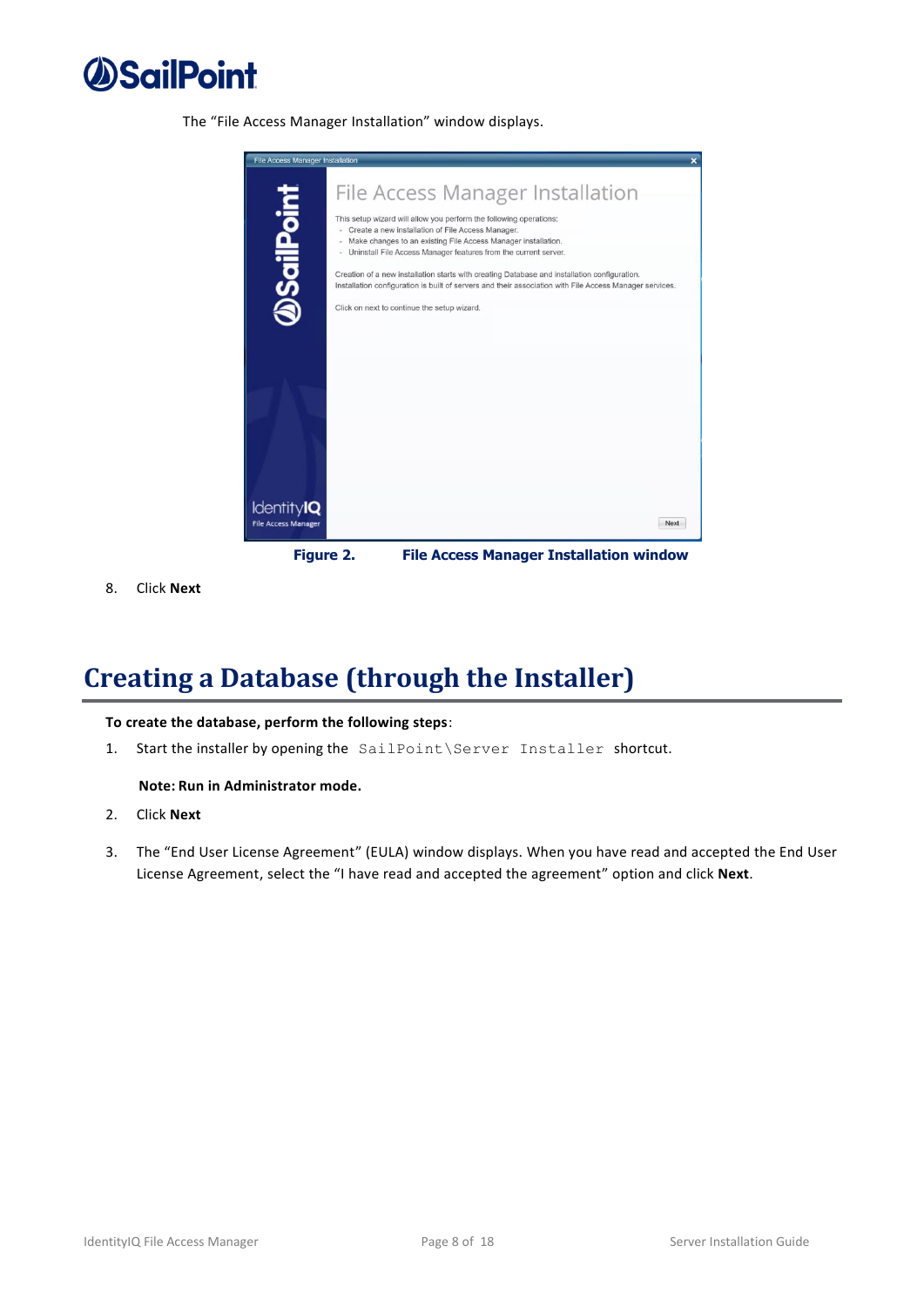The “File Access Manager Installation” window displays.

Figure 2. File Access Manager Installation window

8. Click **Next**

# Creating a Database (through the Installer)

**To create the database, perform the following steps**:

1. Start the installer by opening the `SailPoint\Server Installer` shortcut.

   **Note: Run in Administrator mode.**

2. Click **Next**

3. The “End User License Agreement” (EULA) window displays. When you have read and accepted the End User License Agreement, select the “I have read and accepted the agreement” option and click **Next**.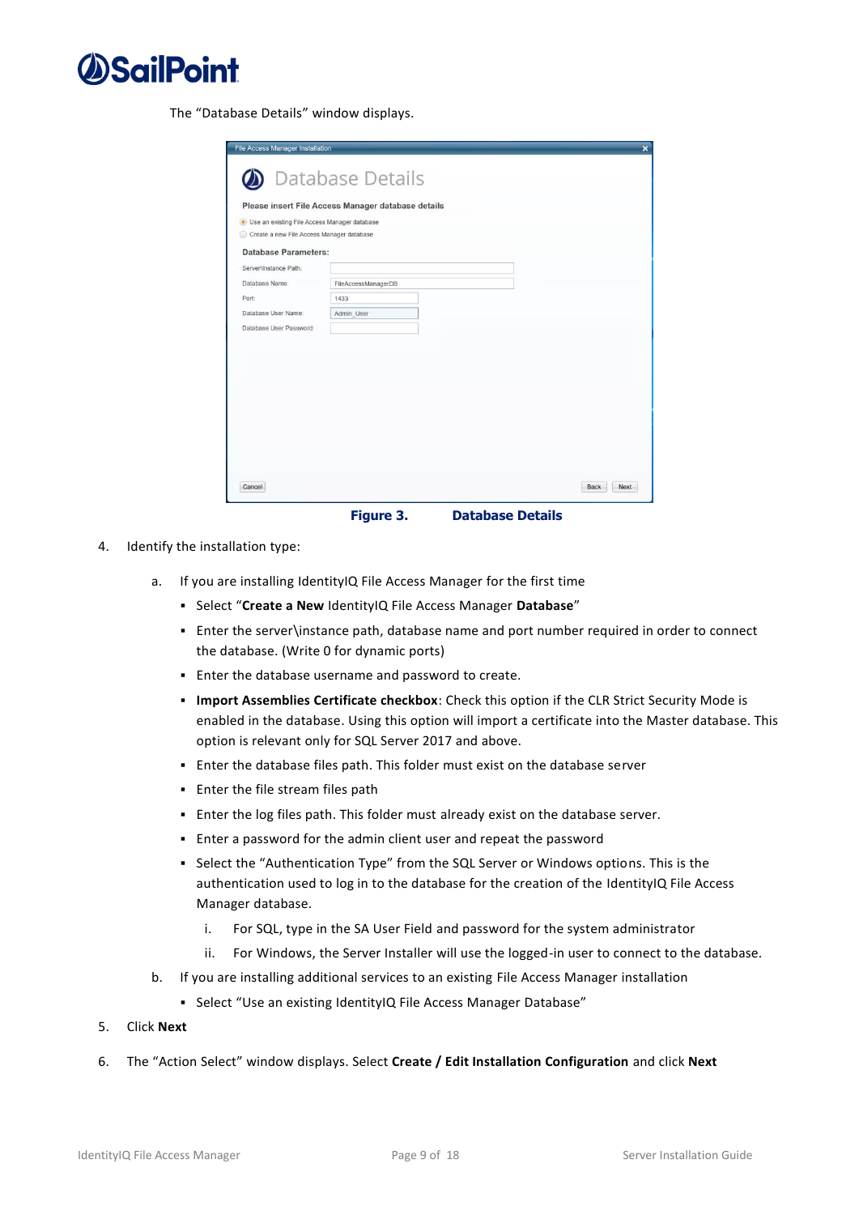The “Database Details” window displays.

Figure 3. Database Details

4. Identify the installation type:

   a. If you are installing IdentityIQ File Access Manager for the first time

      - Select “**Create a New** IdentityIQ File Access Manager **Database**”
      - Enter the server\instance path, database name and port number required in order to connect the database. (Write 0 for dynamic ports)
      - Enter the database username and password to create.
      - **Import Assemblies Certificate checkbox**: Check this option if the CLR Strict Security Mode is enabled in the database. Using this option will import a certificate into the Master database. This option is relevant only for SQL Server 2017 and above.
      - Enter the database files path. This folder must exist on the database server
      - Enter the file stream files path
      - Enter the log files path. This folder must already exist on the database server.
      - Enter a password for the admin client user and repeat the password
      - Select the “Authentication Type” from the SQL Server or Windows options. This is the authentication used to log in to the database for the creation of the IdentityIQ File Access Manager database.

        i. For SQL, type in the SA User Field and password for the system administrator

        ii. For Windows, the Server Installer will use the logged-in user to connect to the database.

   b. If you are installing additional services to an existing File Access Manager installation

      - Select “Use an existing IdentityIQ File Access Manager Database”

5. Click **Next**

6. The “Action Select” window displays. Select **Create / Edit Installation Configuration** and click **Next**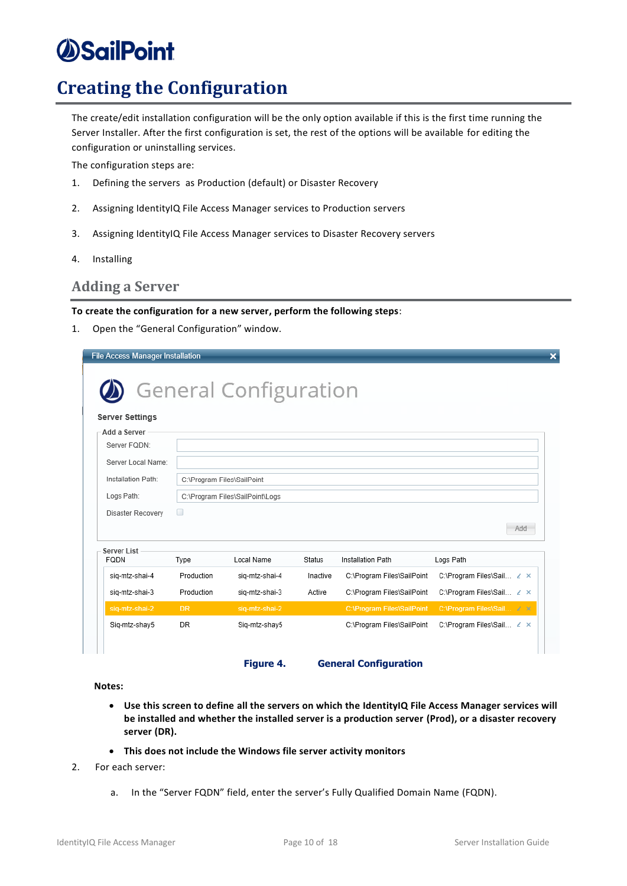# Creating the Configuration

The create/edit installation configuration will be the only option available if this is the first time running the Server Installer. After the first configuration is set, the rest of the options will be available for editing the configuration or uninstalling services.

The configuration steps are:

1. Defining the servers as Production (default) or Disaster Recovery
2. Assigning IdentityIQ File Access Manager services to Production servers
3. Assigning IdentityIQ File Access Manager services to Disaster Recovery servers
4. Installing

## Adding a Server

**To create the configuration for a new server, perform the following steps**:

1. Open the "General Configuration" window.

Figure 4. General Configuration

**Notes:**

- **Use this screen to define all the servers on which the IdentityIQ File Access Manager services will be installed and whether the installed server is a production server (Prod), or a disaster recovery server (DR).**
- **This does not include the Windows file server activity monitors**

2. For each server:

   a. In the "Server FQDN" field, enter the server's Fully Qualified Domain Name (FQDN).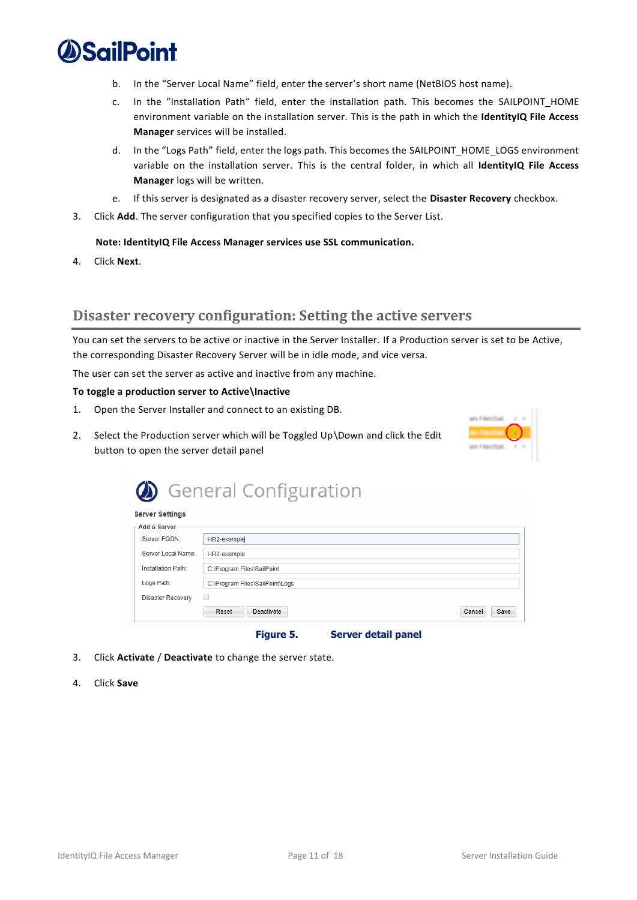b. In the "Server Local Name" field, enter the server's short name (NetBIOS host name).

c. In the "Installation Path" field, enter the installation path. This becomes the SAILPOINT_HOME environment variable on the installation server. This is the path in which the **IdentityIQ File Access Manager** services will be installed.

d. In the "Logs Path" field, enter the logs path. This becomes the SAILPOINT_HOME_LOGS environment variable on the installation server. This is the central folder, in which all **IdentityIQ File Access Manager** logs will be written.

e. If this server is designated as a disaster recovery server, select the **Disaster Recovery** checkbox.

3. Click **Add**. The server configuration that you specified copies to the Server List.

**Note: IdentityIQ File Access Manager services use SSL communication.**

4. Click **Next**.

## Disaster recovery configuration: Setting the active servers

You can set the servers to be active or inactive in the Server Installer. If a Production server is set to be Active, the corresponding Disaster Recovery Server will be in idle mode, and vice versa.

The user can set the server as active and inactive from any machine.

**To toggle a production server to Active\Inactive**

1. Open the Server Installer and connect to an existing DB.

2. Select the Production server which will be Toggled Up\Down and click the Edit button to open the server detail panel

**Figure 5. Server detail panel**

3. Click **Activate** / **Deactivate** to change the server state.

4. Click **Save**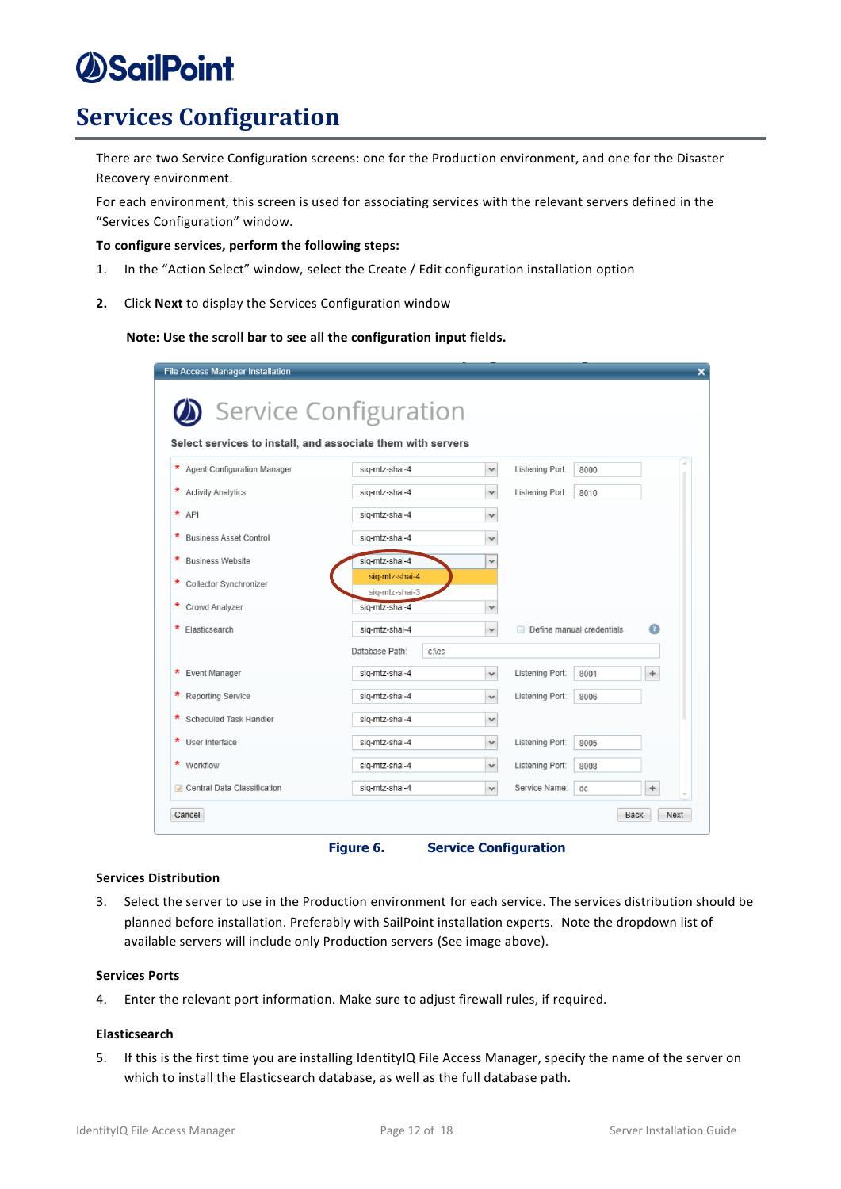# Services Configuration

There are two Service Configuration screens: one for the Production environment, and one for the Disaster Recovery environment.

For each environment, this screen is used for associating services with the relevant servers defined in the "Services Configuration" window.

**To configure services, perform the following steps:**

1. In the "Action Select" window, select the Create / Edit configuration installation option

2. Click **Next** to display the Services Configuration window

**Note: Use the scroll bar to see all the configuration input fields.**

**Figure 6. Service Configuration**

**Services Distribution**

3. Select the server to use in the Production environment for each service. The services distribution should be planned before installation. Preferably with SailPoint installation experts. Note the dropdown list of available servers will include only Production servers (See image above).

**Services Ports**

4. Enter the relevant port information. Make sure to adjust firewall rules, if required.

**Elasticsearch**

5. If this is the first time you are installing IdentityIQ File Access Manager, specify the name of the server on which to install the Elasticsearch database, as well as the full database path.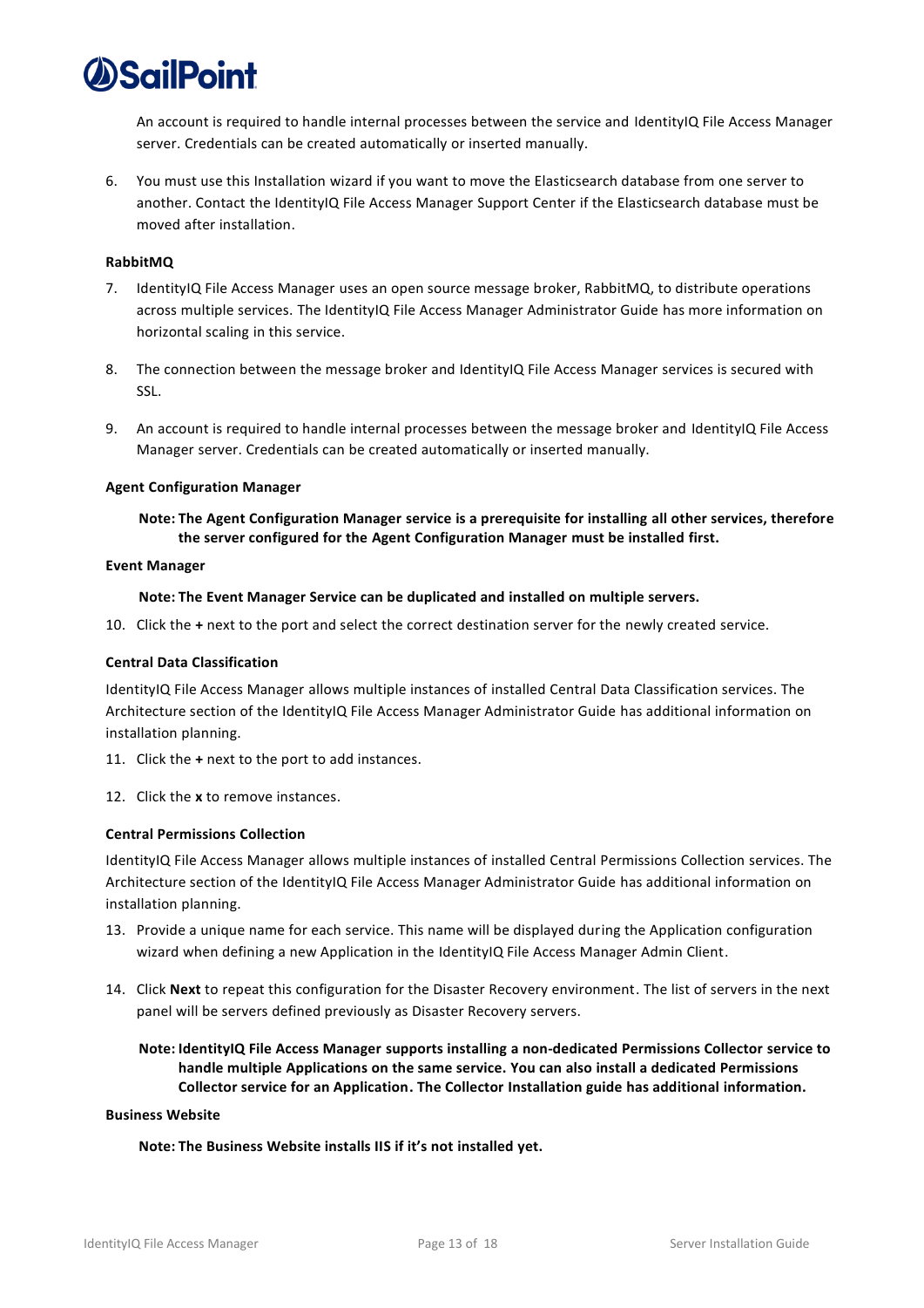An account is required to handle internal processes between the service and IdentityIQ File Access Manager server. Credentials can be created automatically or inserted manually.

6. You must use this Installation wizard if you want to move the Elasticsearch database from one server to another. Contact the IdentityIQ File Access Manager Support Center if the Elasticsearch database must be moved after installation.

#### RabbitMQ

7. IdentityIQ File Access Manager uses an open source message broker, RabbitMQ, to distribute operations across multiple services. The IdentityIQ File Access Manager Administrator Guide has more information on horizontal scaling in this service.

8. The connection between the message broker and IdentityIQ File Access Manager services is secured with SSL.

9. An account is required to handle internal processes between the message broker and IdentityIQ File Access Manager server. Credentials can be created automatically or inserted manually.

#### Agent Configuration Manager

**Note: The Agent Configuration Manager service is a prerequisite for installing all other services, therefore the server configured for the Agent Configuration Manager must be installed first.**

#### Event Manager

**Note: The Event Manager Service can be duplicated and installed on multiple servers.**

10. Click the **+** next to the port and select the correct destination server for the newly created service.

#### Central Data Classification

IdentityIQ File Access Manager allows multiple instances of installed Central Data Classification services. The Architecture section of the IdentityIQ File Access Manager Administrator Guide has additional information on installation planning.

11. Click the **+** next to the port to add instances.

12. Click the **x** to remove instances.

#### Central Permissions Collection

IdentityIQ File Access Manager allows multiple instances of installed Central Permissions Collection services. The Architecture section of the IdentityIQ File Access Manager Administrator Guide has additional information on installation planning.

13. Provide a unique name for each service. This name will be displayed during the Application configuration wizard when defining a new Application in the IdentityIQ File Access Manager Admin Client.

14. Click **Next** to repeat this configuration for the Disaster Recovery environment. The list of servers in the next panel will be servers defined previously as Disaster Recovery servers.

**Note: IdentityIQ File Access Manager supports installing a non-dedicated Permissions Collector service to handle multiple Applications on the same service. You can also install a dedicated Permissions Collector service for an Application. The Collector Installation guide has additional information.**

#### Business Website

**Note: The Business Website installs IIS if it's not installed yet.**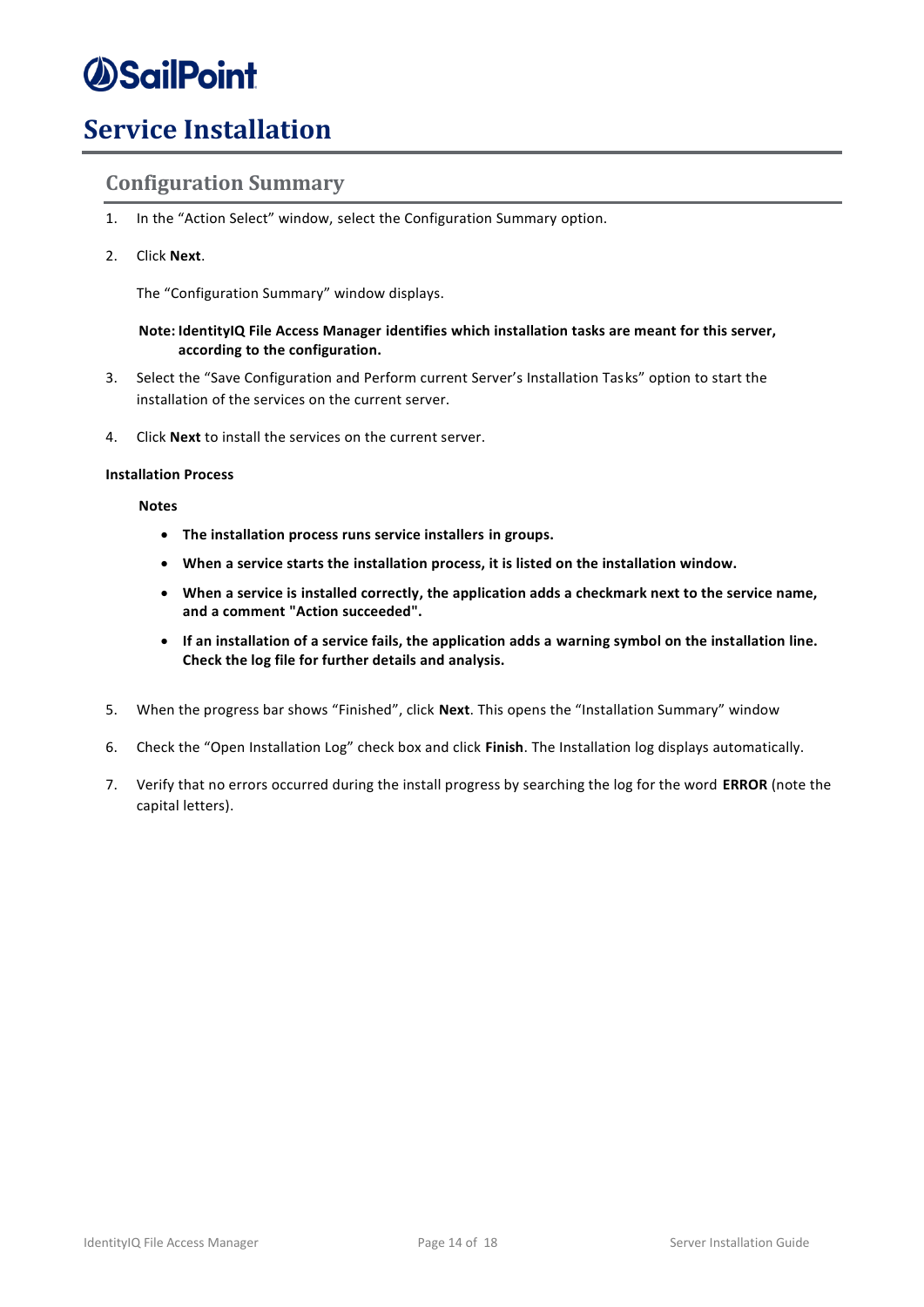# Service Installation

## Configuration Summary

1. In the “Action Select” window, select the Configuration Summary option.

2. Click **Next**.

   The “Configuration Summary” window displays.

   **Note: IdentityIQ File Access Manager identifies which installation tasks are meant for this server, according to the configuration.**

3. Select the “Save Configuration and Perform current Server’s Installation Tasks” option to start the installation of the services on the current server.

4. Click **Next** to install the services on the current server.

**Installation Process**

**Notes**

- **The installation process runs service installers in groups.**
- **When a service starts the installation process, it is listed on the installation window.**
- **When a service is installed correctly, the application adds a checkmark next to the service name, and a comment "Action succeeded".**
- **If an installation of a service fails, the application adds a warning symbol on the installation line. Check the log file for further details and analysis.**

5. When the progress bar shows “Finished”, click **Next**. This opens the “Installation Summary” window

6. Check the “Open Installation Log” check box and click **Finish**. The Installation log displays automatically.

7. Verify that no errors occurred during the install progress by searching the log for the word **ERROR** (note the capital letters).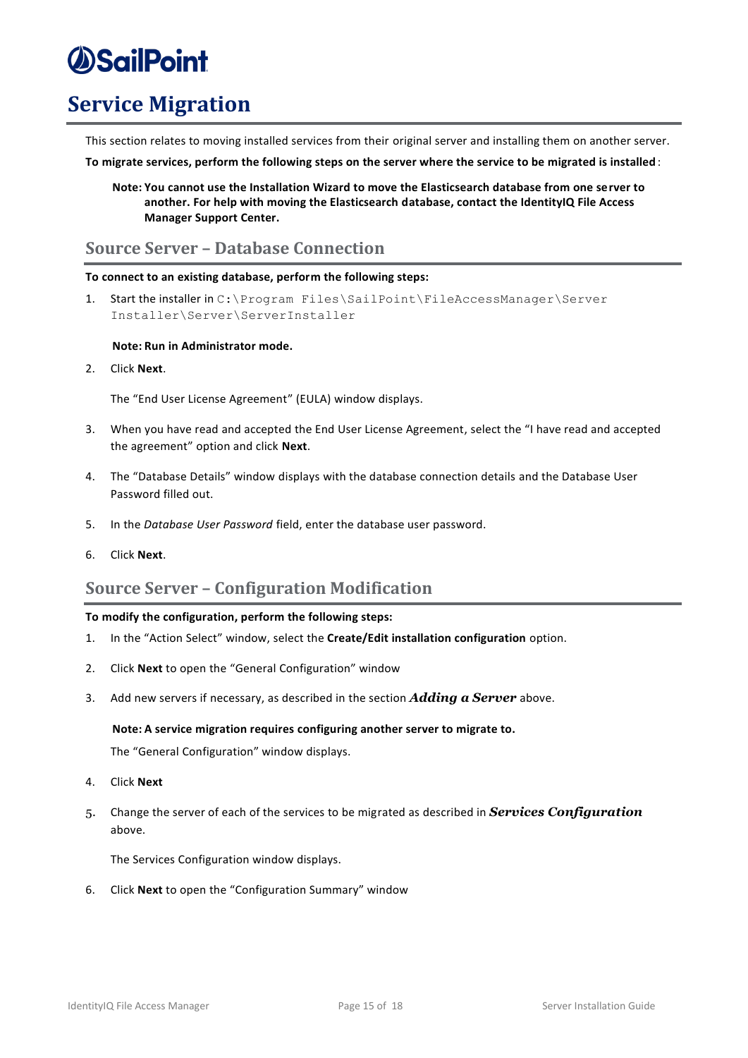# Service Migration

This section relates to moving installed services from their original server and installing them on another server.

**To migrate services, perform the following steps on the server where the service to be migrated is installed**:

> **Note: You cannot use the Installation Wizard to move the Elasticsearch database from one server to another. For help with moving the Elasticsearch database, contact the IdentityIQ File Access Manager Support Center.**

## Source Server – Database Connection

**To connect to an existing database, perform the following steps:**

1. Start the installer in `C:\Program Files\SailPoint\FileAccessManager\Server Installer\Server\ServerInstaller`

   **Note: Run in Administrator mode.**

2. Click **Next**.

   The "End User License Agreement" (EULA) window displays.

3. When you have read and accepted the End User License Agreement, select the "I have read and accepted the agreement" option and click **Next**.

4. The "Database Details" window displays with the database connection details and the Database User Password filled out.

5. In the *Database User Password* field, enter the database user password.

6. Click **Next**.

## Source Server – Configuration Modification

**To modify the configuration, perform the following steps:**

1. In the "Action Select" window, select the **Create/Edit installation configuration** option.

2. Click **Next** to open the "General Configuration" window

3. Add new servers if necessary, as described in the section ***Adding a Server*** above.

   **Note: A service migration requires configuring another server to migrate to.**

   The "General Configuration" window displays.

4. Click **Next**

5. Change the server of each of the services to be migrated as described in ***Services Configuration*** above.

   The Services Configuration window displays.

6. Click **Next** to open the "Configuration Summary" window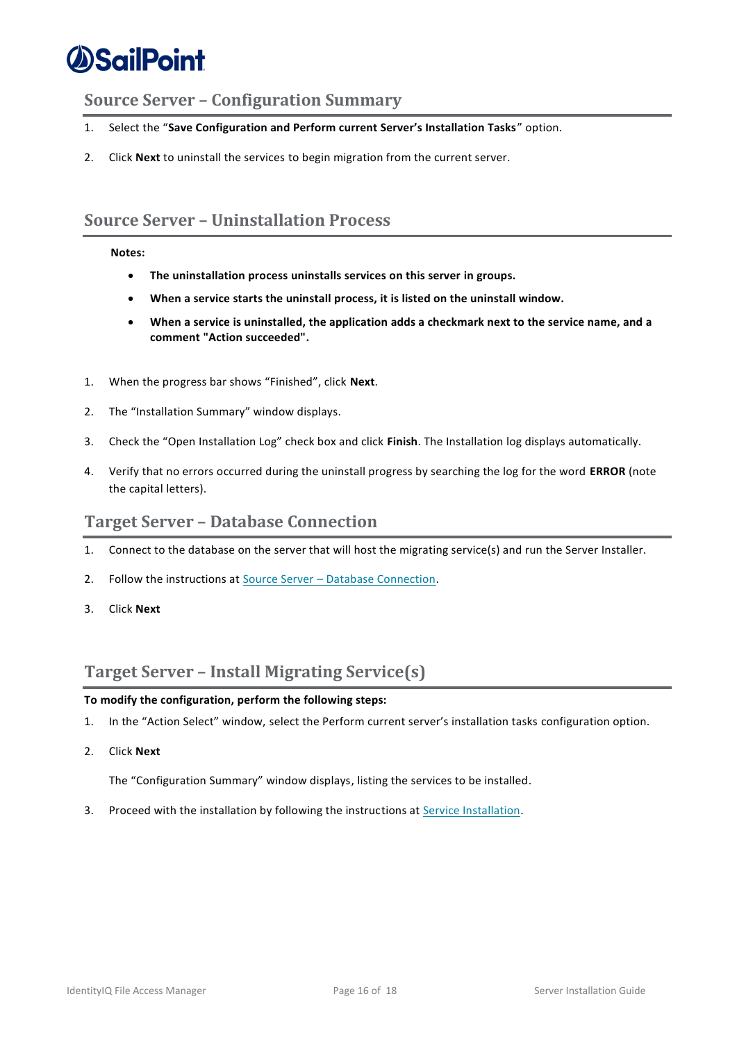## Source Server – Configuration Summary

1. Select the "**Save Configuration and Perform current Server's Installation Tasks**" option.
2. Click **Next** to uninstall the services to begin migration from the current server.

## Source Server – Uninstallation Process

**Notes:**

- **The uninstallation process uninstalls services on this server in groups.**
- **When a service starts the uninstall process, it is listed on the uninstall window.**
- **When a service is uninstalled, the application adds a checkmark next to the service name, and a comment "Action succeeded".**

1. When the progress bar shows "Finished", click **Next**.
2. The "Installation Summary" window displays.
3. Check the "Open Installation Log" check box and click **Finish**. The Installation log displays automatically.
4. Verify that no errors occurred during the uninstall progress by searching the log for the word **ERROR** (note the capital letters).

## Target Server – Database Connection

1. Connect to the database on the server that will host the migrating service(s) and run the Server Installer.
2. Follow the instructions at Source Server – Database Connection.
3. Click **Next**

## Target Server – Install Migrating Service(s)

**To modify the configuration, perform the following steps:**

1. In the "Action Select" window, select the Perform current server's installation tasks configuration option.
2. Click **Next**

   The "Configuration Summary" window displays, listing the services to be installed.

3. Proceed with the installation by following the instructions at Service Installation.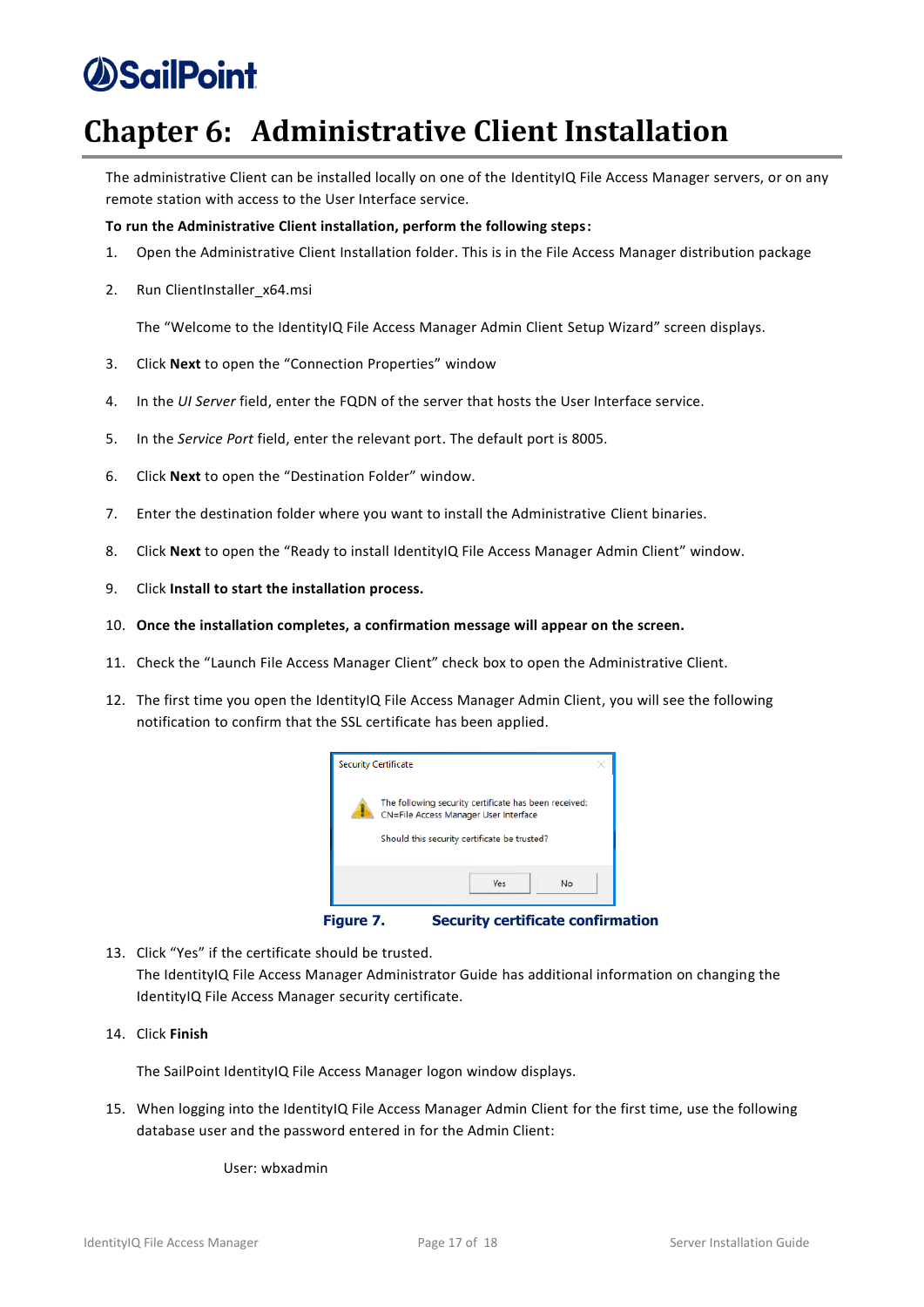# Chapter 6: Administrative Client Installation

The administrative Client can be installed locally on one of the IdentityIQ File Access Manager servers, or on any remote station with access to the User Interface service.

**To run the Administrative Client installation, perform the following steps:**

1. Open the Administrative Client Installation folder. This is in the File Access Manager distribution package
2. Run ClientInstaller_x64.msi

   The “Welcome to the IdentityIQ File Access Manager Admin Client Setup Wizard” screen displays.
3. Click **Next** to open the “Connection Properties” window
4. In the *UI Server* field, enter the FQDN of the server that hosts the User Interface service.
5. In the *Service Port* field, enter the relevant port. The default port is 8005.
6. Click **Next** to open the “Destination Folder” window.
7. Enter the destination folder where you want to install the Administrative Client binaries.
8. Click **Next** to open the “Ready to install IdentityIQ File Access Manager Admin Client” window.
9. Click **Install to start the installation process.**
10. **Once the installation completes, a confirmation message will appear on the screen.**
11. Check the “Launch File Access Manager Client” check box to open the Administrative Client.
12. The first time you open the IdentityIQ File Access Manager Admin Client, you will see the following notification to confirm that the SSL certificate has been applied.

**Figure 7. Security certificate confirmation**

13. Click “Yes” if the certificate should be trusted.
    The IdentityIQ File Access Manager Administrator Guide has additional information on changing the IdentityIQ File Access Manager security certificate.
14. Click **Finish**

    The SailPoint IdentityIQ File Access Manager logon window displays.
15. When logging into the IdentityIQ File Access Manager Admin Client for the first time, use the following database user and the password entered in for the Admin Client:

    User: wbxadmin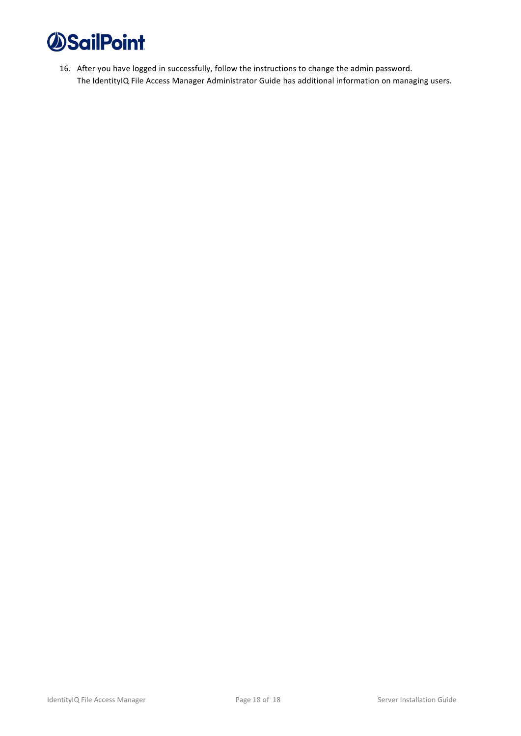16. After you have logged in successfully, follow the instructions to change the admin password.
    The IdentityIQ File Access Manager Administrator Guide has additional information on managing users.